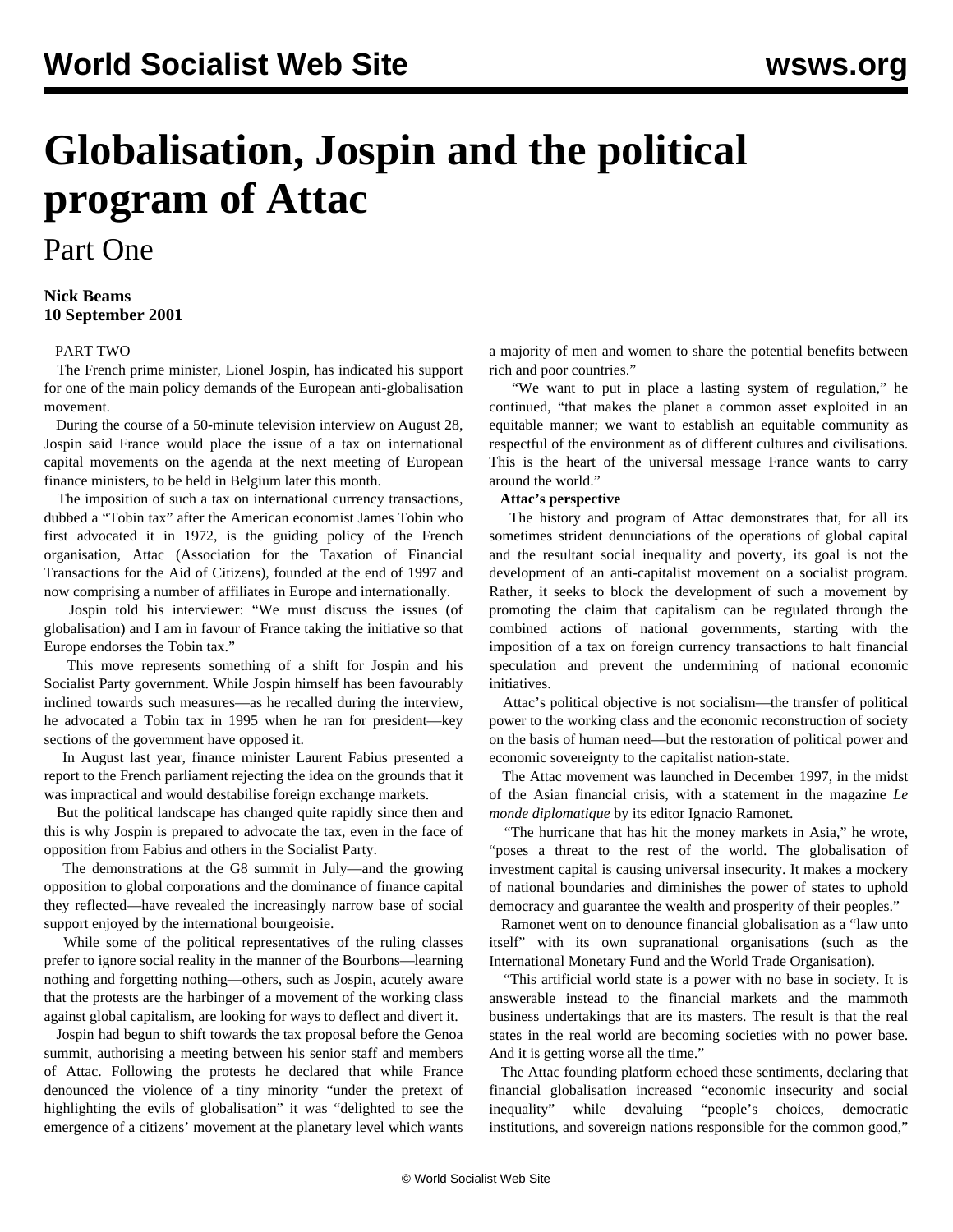# Globalisation, Jospin and the political program of Attac

Part One

**Nick Beams**
**10 September 2001**

PART TWO

The French prime minister, Lionel Jospin, has indicated his support for one of the main policy demands of the European anti-globalisation movement.

During the course of a 50-minute television interview on August 28, Jospin said France would place the issue of a tax on international capital movements on the agenda at the next meeting of European finance ministers, to be held in Belgium later this month.

The imposition of such a tax on international currency transactions, dubbed a "Tobin tax" after the American economist James Tobin who first advocated it in 1972, is the guiding policy of the French organisation, Attac (Association for the Taxation of Financial Transactions for the Aid of Citizens), founded at the end of 1997 and now comprising a number of affiliates in Europe and internationally.

Jospin told his interviewer: "We must discuss the issues (of globalisation) and I am in favour of France taking the initiative so that Europe endorses the Tobin tax."

This move represents something of a shift for Jospin and his Socialist Party government. While Jospin himself has been favourably inclined towards such measures—as he recalled during the interview, he advocated a Tobin tax in 1995 when he ran for president—key sections of the government have opposed it.

In August last year, finance minister Laurent Fabius presented a report to the French parliament rejecting the idea on the grounds that it was impractical and would destabilise foreign exchange markets.

But the political landscape has changed quite rapidly since then and this is why Jospin is prepared to advocate the tax, even in the face of opposition from Fabius and others in the Socialist Party.

The demonstrations at the G8 summit in July—and the growing opposition to global corporations and the dominance of finance capital they reflected—have revealed the increasingly narrow base of social support enjoyed by the international bourgeoisie.

While some of the political representatives of the ruling classes prefer to ignore social reality in the manner of the Bourbons—learning nothing and forgetting nothing—others, such as Jospin, acutely aware that the protests are the harbinger of a movement of the working class against global capitalism, are looking for ways to deflect and divert it.

Jospin had begun to shift towards the tax proposal before the Genoa summit, authorising a meeting between his senior staff and members of Attac. Following the protests he declared that while France denounced the violence of a tiny minority "under the pretext of highlighting the evils of globalisation" it was "delighted to see the emergence of a citizens' movement at the planetary level which wants a majority of men and women to share the potential benefits between rich and poor countries."

"We want to put in place a lasting system of regulation," he continued, "that makes the planet a common asset exploited in an equitable manner; we want to establish an equitable community as respectful of the environment as of different cultures and civilisations. This is the heart of the universal message France wants to carry around the world."

**Attac's perspective**

The history and program of Attac demonstrates that, for all its sometimes strident denunciations of the operations of global capital and the resultant social inequality and poverty, its goal is not the development of an anti-capitalist movement on a socialist program. Rather, it seeks to block the development of such a movement by promoting the claim that capitalism can be regulated through the combined actions of national governments, starting with the imposition of a tax on foreign currency transactions to halt financial speculation and prevent the undermining of national economic initiatives.

Attac's political objective is not socialism—the transfer of political power to the working class and the economic reconstruction of society on the basis of human need—but the restoration of political power and economic sovereignty to the capitalist nation-state.

The Attac movement was launched in December 1997, in the midst of the Asian financial crisis, with a statement in the magazine *Le monde diplomatique* by its editor Ignacio Ramonet.

"The hurricane that has hit the money markets in Asia," he wrote, "poses a threat to the rest of the world. The globalisation of investment capital is causing universal insecurity. It makes a mockery of national boundaries and diminishes the power of states to uphold democracy and guarantee the wealth and prosperity of their peoples."

Ramonet went on to denounce financial globalisation as a "law unto itself" with its own supranational organisations (such as the International Monetary Fund and the World Trade Organisation).

"This artificial world state is a power with no base in society. It is answerable instead to the financial markets and the mammoth business undertakings that are its masters. The result is that the real states in the real world are becoming societies with no power base. And it is getting worse all the time."

The Attac founding platform echoed these sentiments, declaring that financial globalisation increased "economic insecurity and social inequality" while devaluing "people's choices, democratic institutions, and sovereign nations responsible for the common good,"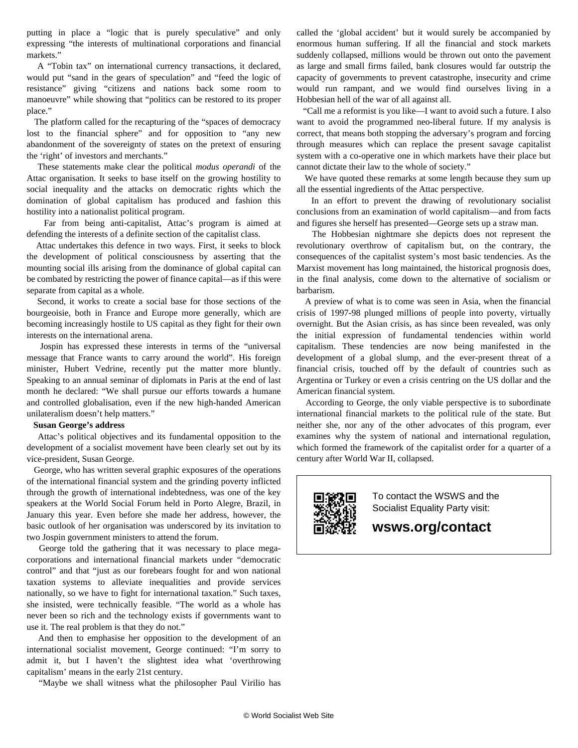putting in place a "logic that is purely speculative" and only expressing "the interests of multinational corporations and financial markets."

A "Tobin tax" on international currency transactions, it declared, would put "sand in the gears of speculation" and "feed the logic of resistance" giving "citizens and nations back some room to manoeuvre" while showing that "politics can be restored to its proper place."

The platform called for the recapturing of the "spaces of democracy lost to the financial sphere" and for opposition to "any new abandonment of the sovereignty of states on the pretext of ensuring the 'right' of investors and merchants."

These statements make clear the political *modus operandi* of the Attac organisation. It seeks to base itself on the growing hostility to social inequality and the attacks on democratic rights which the domination of global capitalism has produced and fashion this hostility into a nationalist political program.

Far from being anti-capitalist, Attac's program is aimed at defending the interests of a definite section of the capitalist class.

Attac undertakes this defence in two ways. First, it seeks to block the development of political consciousness by asserting that the mounting social ills arising from the dominance of global capital can be combated by restricting the power of finance capital—as if this were separate from capital as a whole.

Second, it works to create a social base for those sections of the bourgeoisie, both in France and Europe more generally, which are becoming increasingly hostile to US capital as they fight for their own interests on the international arena.

Jospin has expressed these interests in terms of the "universal message that France wants to carry around the world". His foreign minister, Hubert Vedrine, recently put the matter more bluntly. Speaking to an annual seminar of diplomats in Paris at the end of last month he declared: "We shall pursue our efforts towards a humane and controlled globalisation, even if the new high-handed American unilateralism doesn't help matters."

**Susan George's address**

Attac's political objectives and its fundamental opposition to the development of a socialist movement have been clearly set out by its vice-president, Susan George.

George, who has written several graphic exposures of the operations of the international financial system and the grinding poverty inflicted through the growth of international indebtedness, was one of the key speakers at the World Social Forum held in Porto Alegre, Brazil, in January this year. Even before she made her address, however, the basic outlook of her organisation was underscored by its invitation to two Jospin government ministers to attend the forum.

George told the gathering that it was necessary to place mega-corporations and international financial markets under "democratic control" and that "just as our forebears fought for and won national taxation systems to alleviate inequalities and provide services nationally, so we have to fight for international taxation." Such taxes, she insisted, were technically feasible. "The world as a whole has never been so rich and the technology exists if governments want to use it. The real problem is that they do not."

And then to emphasise her opposition to the development of an international socialist movement, George continued: "I'm sorry to admit it, but I haven't the slightest idea what 'overthrowing capitalism' means in the early 21st century.

"Maybe we shall witness what the philosopher Paul Virilio has called the 'global accident' but it would surely be accompanied by enormous human suffering. If all the financial and stock markets suddenly collapsed, millions would be thrown out onto the pavement as large and small firms failed, bank closures would far outstrip the capacity of governments to prevent catastrophe, insecurity and crime would run rampant, and we would find ourselves living in a Hobbesian hell of the war of all against all.

"Call me a reformist is you like—I want to avoid such a future. I also want to avoid the programmed neo-liberal future. If my analysis is correct, that means both stopping the adversary's program and forcing through measures which can replace the present savage capitalist system with a co-operative one in which markets have their place but cannot dictate their law to the whole of society."

We have quoted these remarks at some length because they sum up all the essential ingredients of the Attac perspective.

In an effort to prevent the drawing of revolutionary socialist conclusions from an examination of world capitalism—and from facts and figures she herself has presented—George sets up a straw man.

The Hobbesian nightmare she depicts does not represent the revolutionary overthrow of capitalism but, on the contrary, the consequences of the capitalist system's most basic tendencies. As the Marxist movement has long maintained, the historical prognosis does, in the final analysis, come down to the alternative of socialism or barbarism.

A preview of what is to come was seen in Asia, when the financial crisis of 1997-98 plunged millions of people into poverty, virtually overnight. But the Asian crisis, as has since been revealed, was only the initial expression of fundamental tendencies within world capitalism. These tendencies are now being manifested in the development of a global slump, and the ever-present threat of a financial crisis, touched off by the default of countries such as Argentina or Turkey or even a crisis centring on the US dollar and the American financial system.

According to George, the only viable perspective is to subordinate international financial markets to the political rule of the state. But neither she, nor any of the other advocates of this program, ever examines why the system of national and international regulation, which formed the framework of the capitalist order for a quarter of a century after World War II, collapsed.

To contact the WSWS and the Socialist Equality Party visit:

**wsws.org/contact**